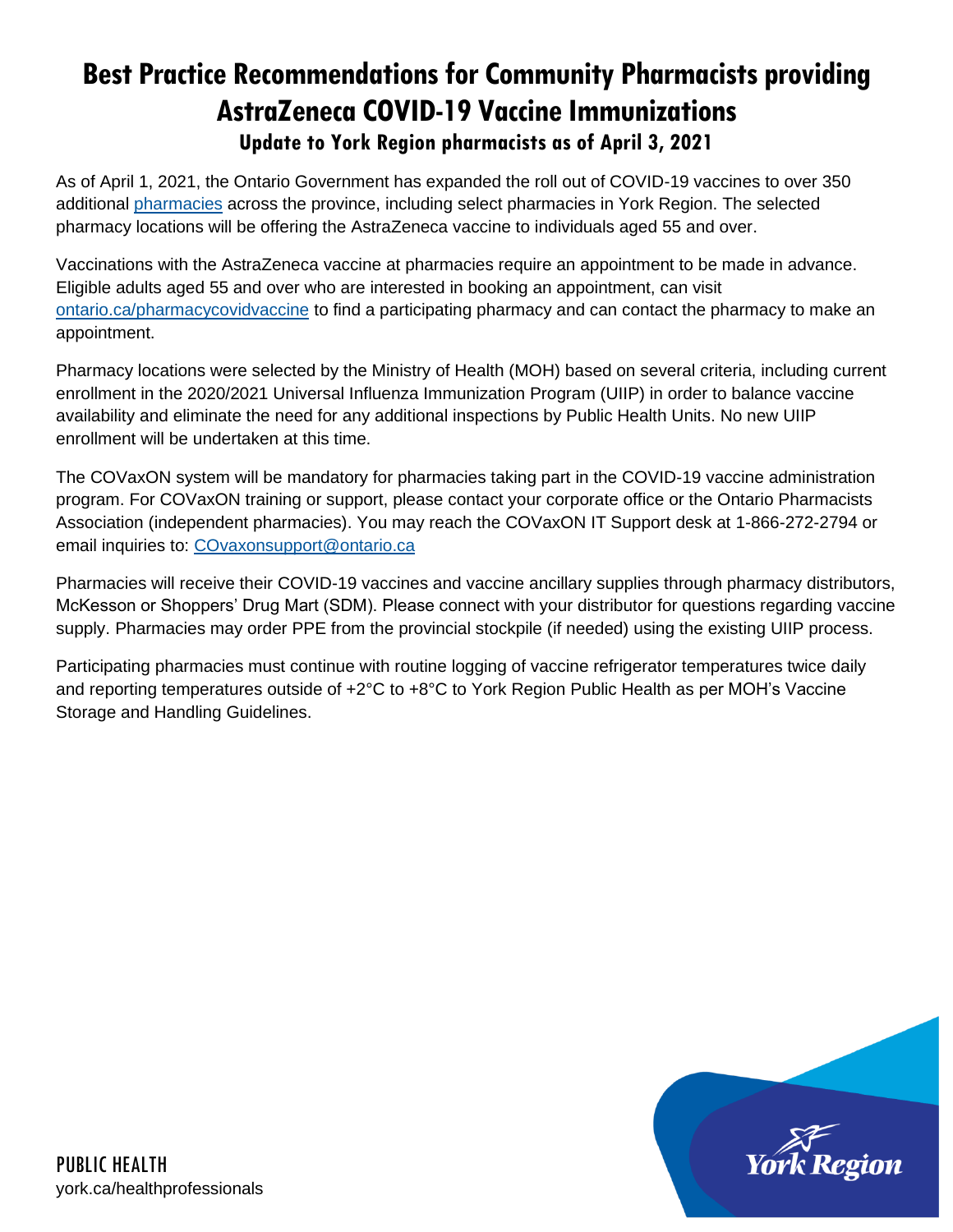# Best Practice Recommendations for Community Pharmacists providing AstraZeneca COVID-19 Vaccine Immunizations

### Update to York Region pharmacists as of April 3, 2021

As of April 1, 2021, the Ontario Government has expanded the roll out of COVID-19 vaccines to over 350 additional [pharmacies](pharmacies) across the province, including select pharmacies in York Region. The selected pharmacy locations will be offering the AstraZeneca vaccine to individuals aged 55 and over.

Vaccinations with the AstraZeneca vaccine at pharmacies require an appointment to be made in advance. Eligible adults aged 55 and over who are interested in booking an appointment, can visit [ontario.ca/pharmacycovidvaccine](ontario.ca/pharmacycovidvaccine) to find a participating pharmacy and can contact the pharmacy to make an appointment.

Pharmacy locations were selected by the Ministry of Health (MOH) based on several criteria, including current enrollment in the 2020/2021 Universal Influenza Immunization Program (UIIP) in order to balance vaccine availability and eliminate the need for any additional inspections by Public Health Units. No new UIIP enrollment will be undertaken at this time.

The COVaxON system will be mandatory for pharmacies taking part in the COVID-19 vaccine administration program. For COVaxON training or support, please contact your corporate office or the Ontario Pharmacists Association (independent pharmacies). You may reach the COVaxON IT Support desk at 1-866-272-2794 or email inquiries to: [COvaxonsupport@ontario.ca](mailto:COvaxonsupport@ontario.ca)

Pharmacies will receive their COVID-19 vaccines and vaccine ancillary supplies through pharmacy distributors, McKesson or Shoppers' Drug Mart (SDM). Please connect with your distributor for questions regarding vaccine supply. Pharmacies may order PPE from the provincial stockpile (if needed) using the existing UIIP process.

Participating pharmacies must continue with routine logging of vaccine refrigerator temperatures twice daily and reporting temperatures outside of +2°C to +8°C to York Region Public Health as per MOH's Vaccine Storage and Handling Guidelines.

PUBLIC HEALTH
york.ca/healthprofessionals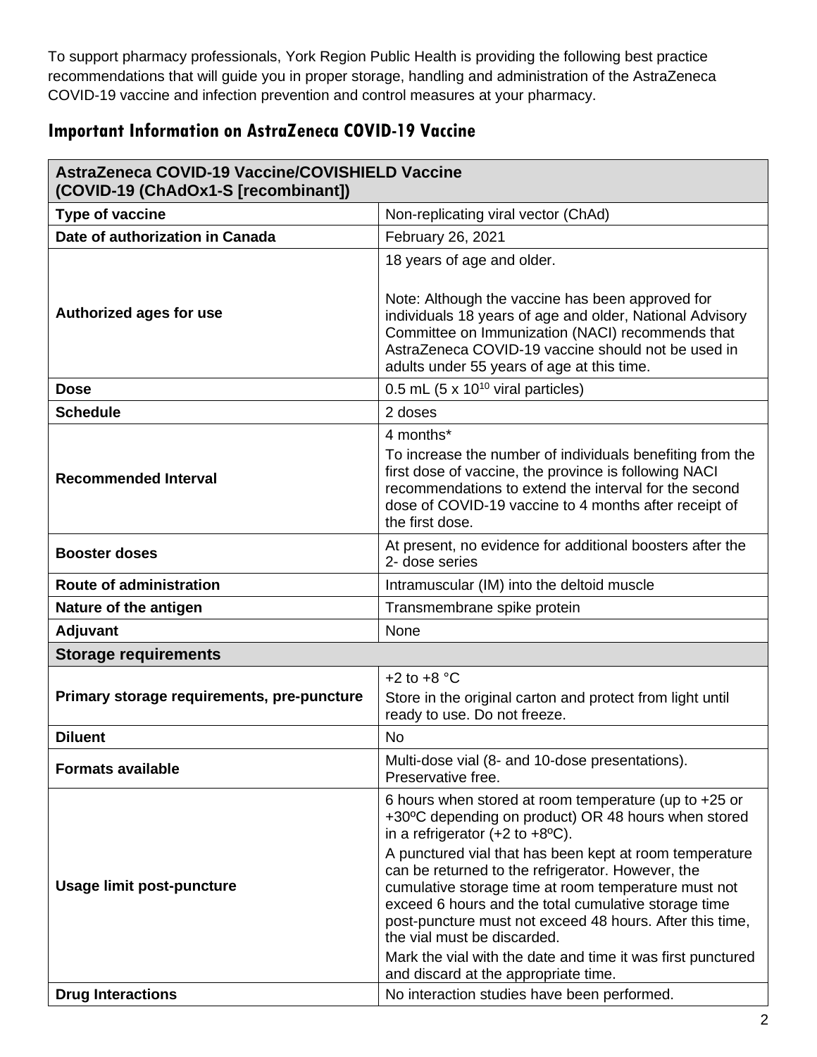To support pharmacy professionals, York Region Public Health is providing the following best practice recommendations that will guide you in proper storage, handling and administration of the AstraZeneca COVID-19 vaccine and infection prevention and control measures at your pharmacy.

## Important Information on AstraZeneca COVID-19 Vaccine

| **AstraZeneca COVID-19 Vaccine/COVISHIELD Vaccine (COVID-19 (ChAdOx1-S [recombinant])** | |
|---|---|
| **Type of vaccine** | Non-replicating viral vector (ChAd) |
| **Date of authorization in Canada** | February 26, 2021 |
| **Authorized ages for use** | 18 years of age and older.<br><br>Note: Although the vaccine has been approved for individuals 18 years of age and older, National Advisory Committee on Immunization (NACI) recommends that AstraZeneca COVID-19 vaccine should not be used in adults under 55 years of age at this time. |
| **Dose** | 0.5 mL (5 x $10^{10}$ viral particles) |
| **Schedule** | 2 doses |
| **Recommended Interval** | 4 months*<br>To increase the number of individuals benefiting from the first dose of vaccine, the province is following NACI recommendations to extend the interval for the second dose of COVID-19 vaccine to 4 months after receipt of the first dose. |
| **Booster doses** | At present, no evidence for additional boosters after the 2- dose series |
| **Route of administration** | Intramuscular (IM) into the deltoid muscle |
| **Nature of the antigen** | Transmembrane spike protein |
| **Adjuvant** | None |
| **Storage requirements** | |
| **Primary storage requirements, pre-puncture** | +2 to +8 °C<br>Store in the original carton and protect from light until ready to use. Do not freeze. |
| **Diluent** | No |
| **Formats available** | Multi-dose vial (8- and 10-dose presentations). Preservative free. |
| **Usage limit post-puncture** | 6 hours when stored at room temperature (up to +25 or +30ºC depending on product) OR 48 hours when stored in a refrigerator (+2 to +8ºC).<br>A punctured vial that has been kept at room temperature can be returned to the refrigerator. However, the cumulative storage time at room temperature must not exceed 6 hours and the total cumulative storage time post-puncture must not exceed 48 hours. After this time, the vial must be discarded.<br>Mark the vial with the date and time it was first punctured and discard at the appropriate time. |
| **Drug Interactions** | No interaction studies have been performed. |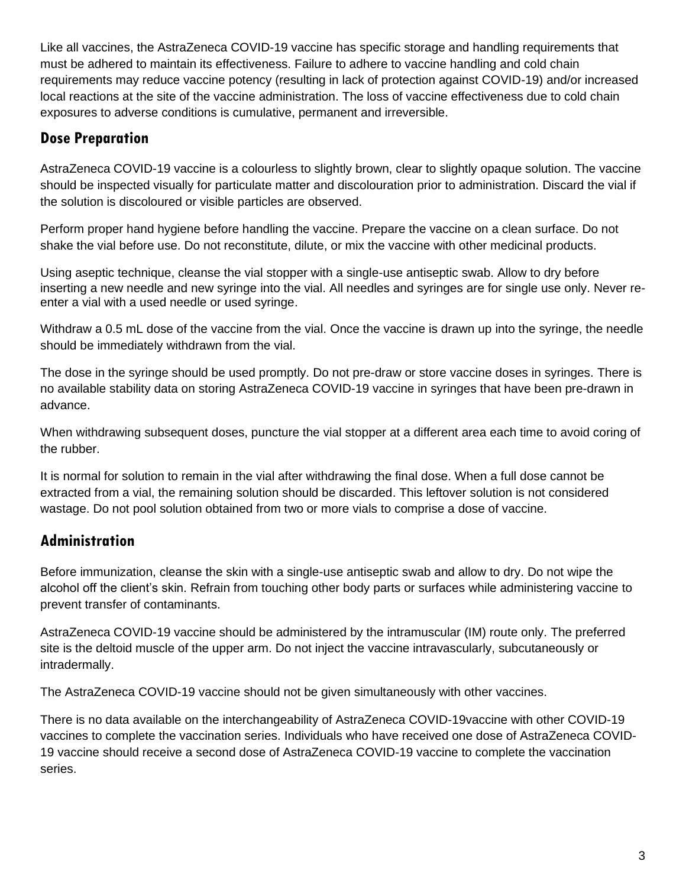Like all vaccines, the AstraZeneca COVID-19 vaccine has specific storage and handling requirements that must be adhered to maintain its effectiveness. Failure to adhere to vaccine handling and cold chain requirements may reduce vaccine potency (resulting in lack of protection against COVID-19) and/or increased local reactions at the site of the vaccine administration. The loss of vaccine effectiveness due to cold chain exposures to adverse conditions is cumulative, permanent and irreversible.

## Dose Preparation

AstraZeneca COVID-19 vaccine is a colourless to slightly brown, clear to slightly opaque solution. The vaccine should be inspected visually for particulate matter and discolouration prior to administration. Discard the vial if the solution is discoloured or visible particles are observed.

Perform proper hand hygiene before handling the vaccine. Prepare the vaccine on a clean surface. Do not shake the vial before use. Do not reconstitute, dilute, or mix the vaccine with other medicinal products.

Using aseptic technique, cleanse the vial stopper with a single-use antiseptic swab. Allow to dry before inserting a new needle and new syringe into the vial. All needles and syringes are for single use only. Never re-enter a vial with a used needle or used syringe.

Withdraw a 0.5 mL dose of the vaccine from the vial. Once the vaccine is drawn up into the syringe, the needle should be immediately withdrawn from the vial.

The dose in the syringe should be used promptly. Do not pre-draw or store vaccine doses in syringes. There is no available stability data on storing AstraZeneca COVID-19 vaccine in syringes that have been pre-drawn in advance.

When withdrawing subsequent doses, puncture the vial stopper at a different area each time to avoid coring of the rubber.

It is normal for solution to remain in the vial after withdrawing the final dose. When a full dose cannot be extracted from a vial, the remaining solution should be discarded. This leftover solution is not considered wastage. Do not pool solution obtained from two or more vials to comprise a dose of vaccine.

## Administration

Before immunization, cleanse the skin with a single-use antiseptic swab and allow to dry. Do not wipe the alcohol off the client's skin. Refrain from touching other body parts or surfaces while administering vaccine to prevent transfer of contaminants.

AstraZeneca COVID-19 vaccine should be administered by the intramuscular (IM) route only. The preferred site is the deltoid muscle of the upper arm. Do not inject the vaccine intravascularly, subcutaneously or intradermally.

The AstraZeneca COVID-19 vaccine should not be given simultaneously with other vaccines.

There is no data available on the interchangeability of AstraZeneca COVID-19vaccine with other COVID-19 vaccines to complete the vaccination series. Individuals who have received one dose of AstraZeneca COVID-19 vaccine should receive a second dose of AstraZeneca COVID-19 vaccine to complete the vaccination series.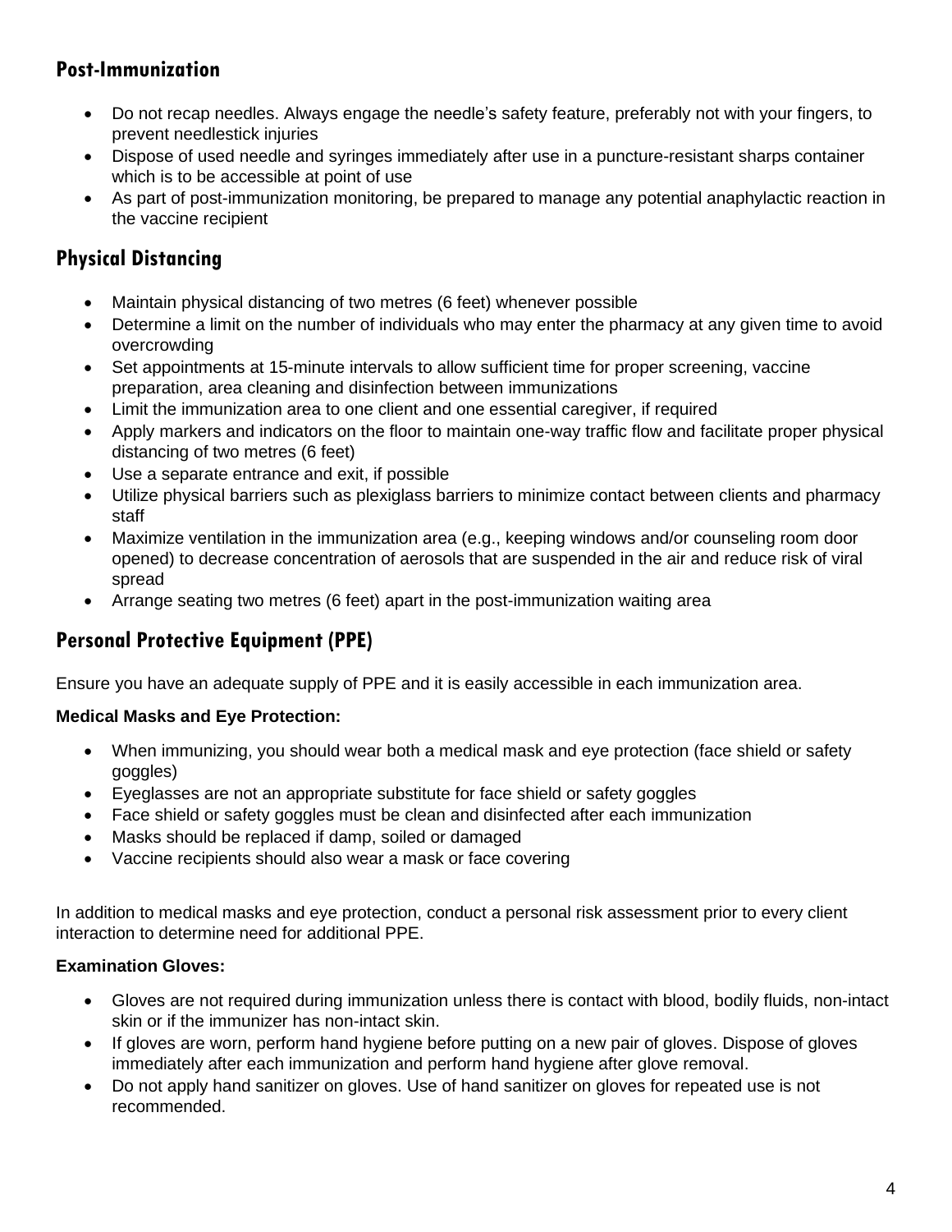## Post-Immunization

- Do not recap needles. Always engage the needle's safety feature, preferably not with your fingers, to prevent needlestick injuries
- Dispose of used needle and syringes immediately after use in a puncture-resistant sharps container which is to be accessible at point of use
- As part of post-immunization monitoring, be prepared to manage any potential anaphylactic reaction in the vaccine recipient

## Physical Distancing

- Maintain physical distancing of two metres (6 feet) whenever possible
- Determine a limit on the number of individuals who may enter the pharmacy at any given time to avoid overcrowding
- Set appointments at 15-minute intervals to allow sufficient time for proper screening, vaccine preparation, area cleaning and disinfection between immunizations
- Limit the immunization area to one client and one essential caregiver, if required
- Apply markers and indicators on the floor to maintain one-way traffic flow and facilitate proper physical distancing of two metres (6 feet)
- Use a separate entrance and exit, if possible
- Utilize physical barriers such as plexiglass barriers to minimize contact between clients and pharmacy staff
- Maximize ventilation in the immunization area (e.g., keeping windows and/or counseling room door opened) to decrease concentration of aerosols that are suspended in the air and reduce risk of viral spread
- Arrange seating two metres (6 feet) apart in the post-immunization waiting area

## Personal Protective Equipment (PPE)

Ensure you have an adequate supply of PPE and it is easily accessible in each immunization area.

**Medical Masks and Eye Protection:**

- When immunizing, you should wear both a medical mask and eye protection (face shield or safety goggles)
- Eyeglasses are not an appropriate substitute for face shield or safety goggles
- Face shield or safety goggles must be clean and disinfected after each immunization
- Masks should be replaced if damp, soiled or damaged
- Vaccine recipients should also wear a mask or face covering

In addition to medical masks and eye protection, conduct a personal risk assessment prior to every client interaction to determine need for additional PPE.

**Examination Gloves:**

- Gloves are not required during immunization unless there is contact with blood, bodily fluids, non-intact skin or if the immunizer has non-intact skin.
- If gloves are worn, perform hand hygiene before putting on a new pair of gloves. Dispose of gloves immediately after each immunization and perform hand hygiene after glove removal.
- Do not apply hand sanitizer on gloves. Use of hand sanitizer on gloves for repeated use is not recommended.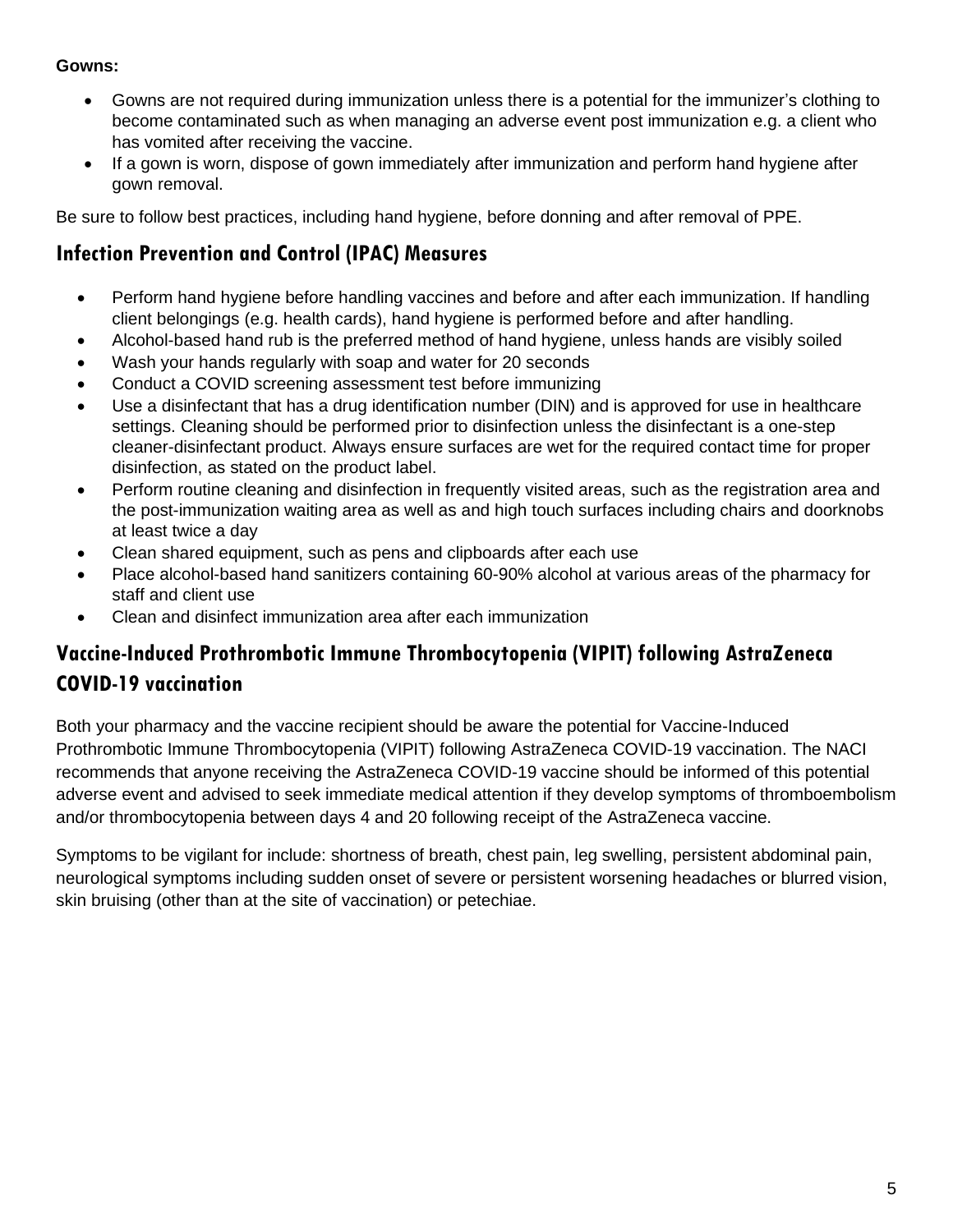**Gowns:**

- Gowns are not required during immunization unless there is a potential for the immunizer's clothing to become contaminated such as when managing an adverse event post immunization e.g. a client who has vomited after receiving the vaccine.
- If a gown is worn, dispose of gown immediately after immunization and perform hand hygiene after gown removal.

Be sure to follow best practices, including hand hygiene, before donning and after removal of PPE.

## Infection Prevention and Control (IPAC) Measures

- Perform hand hygiene before handling vaccines and before and after each immunization. If handling client belongings (e.g. health cards), hand hygiene is performed before and after handling.
- Alcohol-based hand rub is the preferred method of hand hygiene, unless hands are visibly soiled
- Wash your hands regularly with soap and water for 20 seconds
- Conduct a COVID screening assessment test before immunizing
- Use a disinfectant that has a drug identification number (DIN) and is approved for use in healthcare settings. Cleaning should be performed prior to disinfection unless the disinfectant is a one-step cleaner-disinfectant product. Always ensure surfaces are wet for the required contact time for proper disinfection, as stated on the product label.
- Perform routine cleaning and disinfection in frequently visited areas, such as the registration area and the post-immunization waiting area as well as and high touch surfaces including chairs and doorknobs at least twice a day
- Clean shared equipment, such as pens and clipboards after each use
- Place alcohol-based hand sanitizers containing 60-90% alcohol at various areas of the pharmacy for staff and client use
- Clean and disinfect immunization area after each immunization

## Vaccine-Induced Prothrombotic Immune Thrombocytopenia (VIPIT) following AstraZeneca COVID-19 vaccination

Both your pharmacy and the vaccine recipient should be aware the potential for Vaccine-Induced Prothrombotic Immune Thrombocytopenia (VIPIT) following AstraZeneca COVID-19 vaccination. The NACI recommends that anyone receiving the AstraZeneca COVID-19 vaccine should be informed of this potential adverse event and advised to seek immediate medical attention if they develop symptoms of thromboembolism and/or thrombocytopenia between days 4 and 20 following receipt of the AstraZeneca vaccine.

Symptoms to be vigilant for include: shortness of breath, chest pain, leg swelling, persistent abdominal pain, neurological symptoms including sudden onset of severe or persistent worsening headaches or blurred vision, skin bruising (other than at the site of vaccination) or petechiae.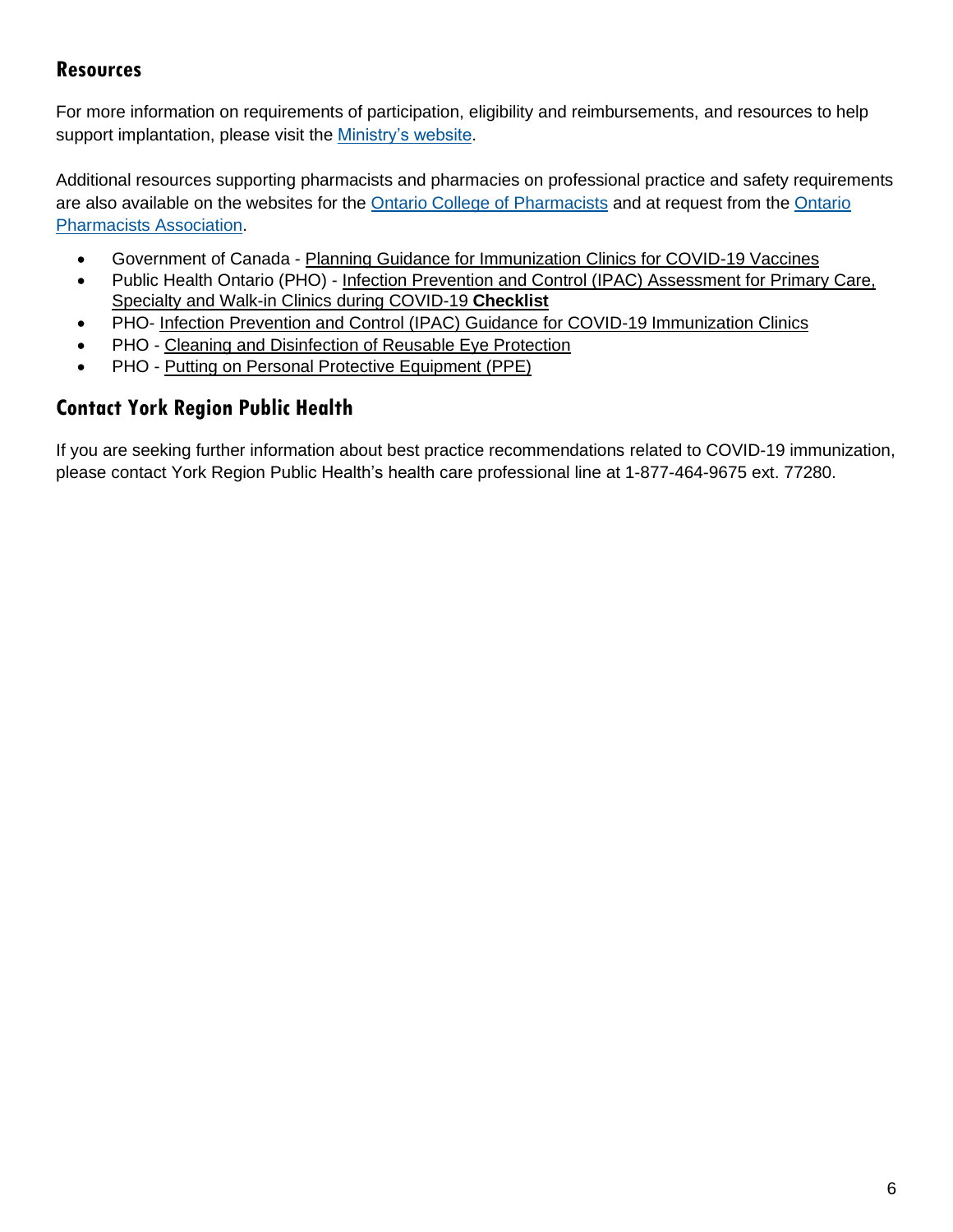## Resources

For more information on requirements of participation, eligibility and reimbursements, and resources to help support implantation, please visit the Ministry's website.

Additional resources supporting pharmacists and pharmacies on professional practice and safety requirements are also available on the websites for the Ontario College of Pharmacists and at request from the Ontario Pharmacists Association.

- Government of Canada - Planning Guidance for Immunization Clinics for COVID-19 Vaccines
- Public Health Ontario (PHO) - Infection Prevention and Control (IPAC) Assessment for Primary Care, Specialty and Walk-in Clinics during COVID-19 **Checklist**
- PHO- Infection Prevention and Control (IPAC) Guidance for COVID-19 Immunization Clinics
- PHO - Cleaning and Disinfection of Reusable Eye Protection
- PHO - Putting on Personal Protective Equipment (PPE)

## Contact York Region Public Health

If you are seeking further information about best practice recommendations related to COVID-19 immunization, please contact York Region Public Health's health care professional line at 1-877-464-9675 ext. 77280.